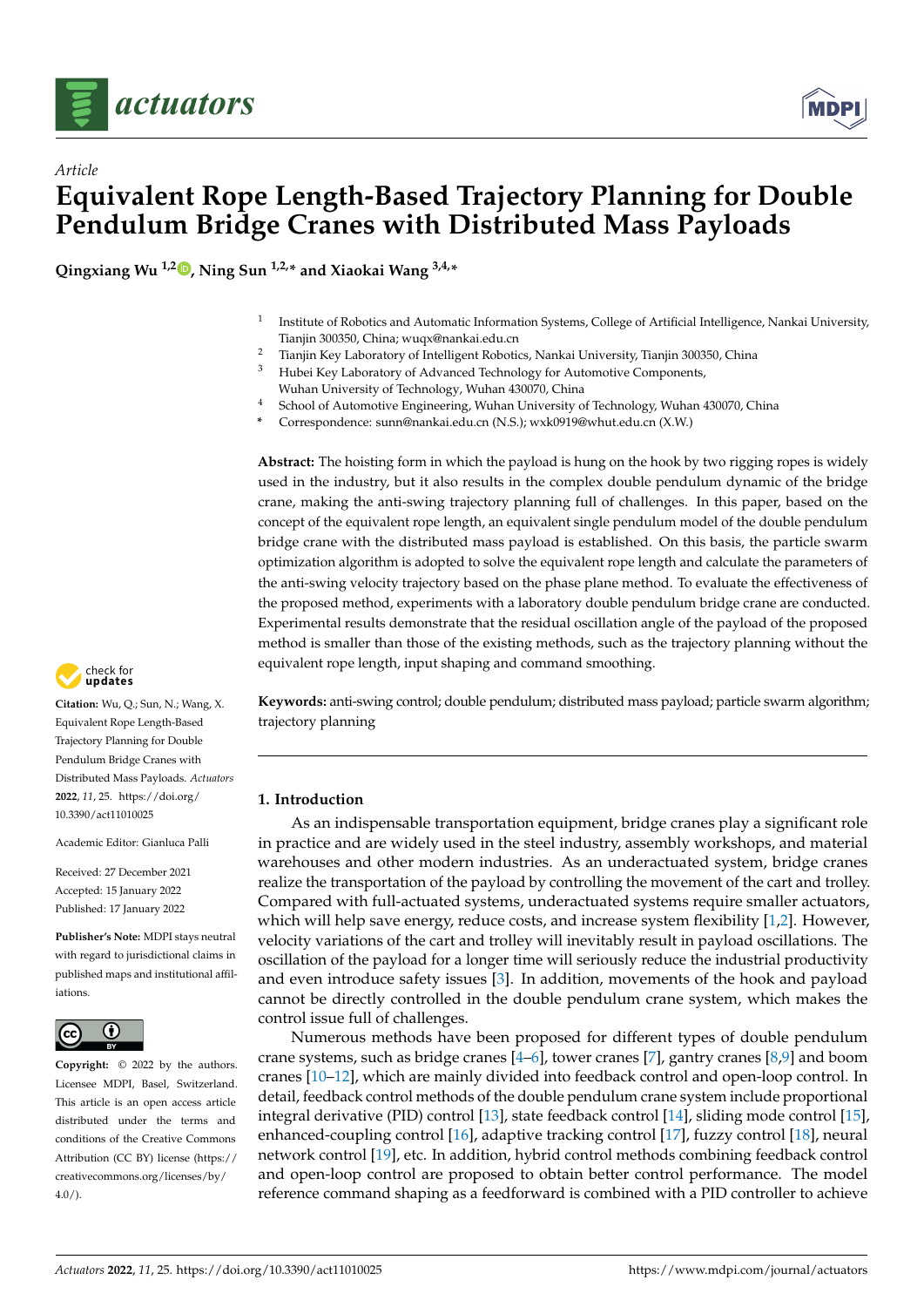Article

# Equivalent Rope Length-Based Trajectory Planning for Double Pendulum Bridge Cranes with Distributed Mass Payloads

**Qingxiang Wu [1,2], Ning Sun [1,2,*] and Xiaokai Wang [3,4,*]**

1 Institute of Robotics and Automatic Information Systems, College of Artificial Intelligence, Nankai University, Tianjin 300350, China; wuqx@nankai.edu.cn
2 Tianjin Key Laboratory of Intelligent Robotics, Nankai University, Tianjin 300350, China
3 Hubei Key Laboratory of Advanced Technology for Automotive Components, Wuhan University of Technology, Wuhan 430070, China
4 School of Automotive Engineering, Wuhan University of Technology, Wuhan 430070, China
* Correspondence: sunn@nankai.edu.cn (N.S.); wxk0919@whut.edu.cn (X.W.)

**Abstract:** The hoisting form in which the payload is hung on the hook by two rigging ropes is widely used in the industry, but it also results in the complex double pendulum dynamic of the bridge crane, making the anti-swing trajectory planning full of challenges. In this paper, based on the concept of the equivalent rope length, an equivalent single pendulum model of the double pendulum bridge crane with the distributed mass payload is established. On this basis, the particle swarm optimization algorithm is adopted to solve the equivalent rope length and calculate the parameters of the anti-swing velocity trajectory based on the phase plane method. To evaluate the effectiveness of the proposed method, experiments with a laboratory double pendulum bridge crane are conducted. Experimental results demonstrate that the residual oscillation angle of the payload of the proposed method is smaller than those of the existing methods, such as the trajectory planning without the equivalent rope length, input shaping and command smoothing.

**Keywords:** anti-swing control; double pendulum; distributed mass payload; particle swarm algorithm; trajectory planning

**Citation:** Wu, Q.; Sun, N.; Wang, X. Equivalent Rope Length-Based Trajectory Planning for Double Pendulum Bridge Cranes with Distributed Mass Payloads. *Actuators* **2022**, *11*, 25. https://doi.org/10.3390/act11010025

Academic Editor: Gianluca Palli

Received: 27 December 2021
Accepted: 15 January 2022
Published: 17 January 2022

**Publisher's Note:** MDPI stays neutral with regard to jurisdictional claims in published maps and institutional affiliations.

**Copyright:** © 2022 by the authors. Licensee MDPI, Basel, Switzerland. This article is an open access article distributed under the terms and conditions of the Creative Commons Attribution (CC BY) license (https://creativecommons.org/licenses/by/4.0/).

## 1. Introduction

As an indispensable transportation equipment, bridge cranes play a significant role in practice and are widely used in the steel industry, assembly workshops, and material warehouses and other modern industries. As an underactuated system, bridge cranes realize the transportation of the payload by controlling the movement of the cart and trolley. Compared with full-actuated systems, underactuated systems require smaller actuators, which will help save energy, reduce costs, and increase system flexibility [1,2]. However, velocity variations of the cart and trolley will inevitably result in payload oscillations. The oscillation of the payload for a longer time will seriously reduce the industrial productivity and even introduce safety issues [3]. In addition, movements of the hook and payload cannot be directly controlled in the double pendulum crane system, which makes the control issue full of challenges.

Numerous methods have been proposed for different types of double pendulum crane systems, such as bridge cranes [4–6], tower cranes [7], gantry cranes [8,9] and boom cranes [10–12], which are mainly divided into feedback control and open-loop control. In detail, feedback control methods of the double pendulum crane system include proportional integral derivative (PID) control [13], state feedback control [14], sliding mode control [15], enhanced-coupling control [16], adaptive tracking control [17], fuzzy control [18], neural network control [19], etc. In addition, hybrid control methods combining feedback control and open-loop control are proposed to obtain better control performance. The model reference command shaping as a feedforward is combined with a PID controller to achieve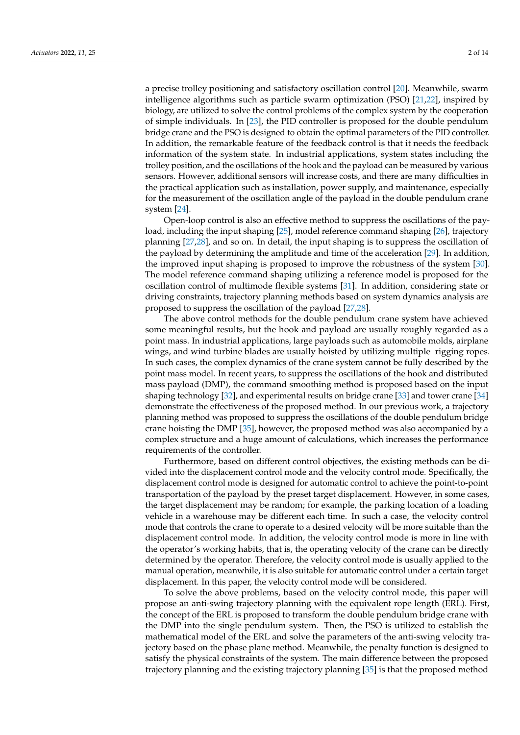a precise trolley positioning and satisfactory oscillation control [20]. Meanwhile, swarm intelligence algorithms such as particle swarm optimization (PSO) [21,22], inspired by biology, are utilized to solve the control problems of the complex system by the cooperation of simple individuals. In [23], the PID controller is proposed for the double pendulum bridge crane and the PSO is designed to obtain the optimal parameters of the PID controller. In addition, the remarkable feature of the feedback control is that it needs the feedback information of the system state. In industrial applications, system states including the trolley position, and the oscillations of the hook and the payload can be measured by various sensors. However, additional sensors will increase costs, and there are many difficulties in the practical application such as installation, power supply, and maintenance, especially for the measurement of the oscillation angle of the payload in the double pendulum crane system [24].

Open-loop control is also an effective method to suppress the oscillations of the payload, including the input shaping [25], model reference command shaping [26], trajectory planning [27,28], and so on. In detail, the input shaping is to suppress the oscillation of the payload by determining the amplitude and time of the acceleration [29]. In addition, the improved input shaping is proposed to improve the robustness of the system [30]. The model reference command shaping utilizing a reference model is proposed for the oscillation control of multimode flexible systems [31]. In addition, considering state or driving constraints, trajectory planning methods based on system dynamics analysis are proposed to suppress the oscillation of the payload [27,28].

The above control methods for the double pendulum crane system have achieved some meaningful results, but the hook and payload are usually roughly regarded as a point mass. In industrial applications, large payloads such as automobile molds, airplane wings, and wind turbine blades are usually hoisted by utilizing multiple rigging ropes. In such cases, the complex dynamics of the crane system cannot be fully described by the point mass model. In recent years, to suppress the oscillations of the hook and distributed mass payload (DMP), the command smoothing method is proposed based on the input shaping technology [32], and experimental results on bridge crane [33] and tower crane [34] demonstrate the effectiveness of the proposed method. In our previous work, a trajectory planning method was proposed to suppress the oscillations of the double pendulum bridge crane hoisting the DMP [35], however, the proposed method was also accompanied by a complex structure and a huge amount of calculations, which increases the performance requirements of the controller.

Furthermore, based on different control objectives, the existing methods can be divided into the displacement control mode and the velocity control mode. Specifically, the displacement control mode is designed for automatic control to achieve the point-to-point transportation of the payload by the preset target displacement. However, in some cases, the target displacement may be random; for example, the parking location of a loading vehicle in a warehouse may be different each time. In such a case, the velocity control mode that controls the crane to operate to a desired velocity will be more suitable than the displacement control mode. In addition, the velocity control mode is more in line with the operator's working habits, that is, the operating velocity of the crane can be directly determined by the operator. Therefore, the velocity control mode is usually applied to the manual operation, meanwhile, it is also suitable for automatic control under a certain target displacement. In this paper, the velocity control mode will be considered.

To solve the above problems, based on the velocity control mode, this paper will propose an anti-swing trajectory planning with the equivalent rope length (ERL). First, the concept of the ERL is proposed to transform the double pendulum bridge crane with the DMP into the single pendulum system. Then, the PSO is utilized to establish the mathematical model of the ERL and solve the parameters of the anti-swing velocity trajectory based on the phase plane method. Meanwhile, the penalty function is designed to satisfy the physical constraints of the system. The main difference between the proposed trajectory planning and the existing trajectory planning [35] is that the proposed method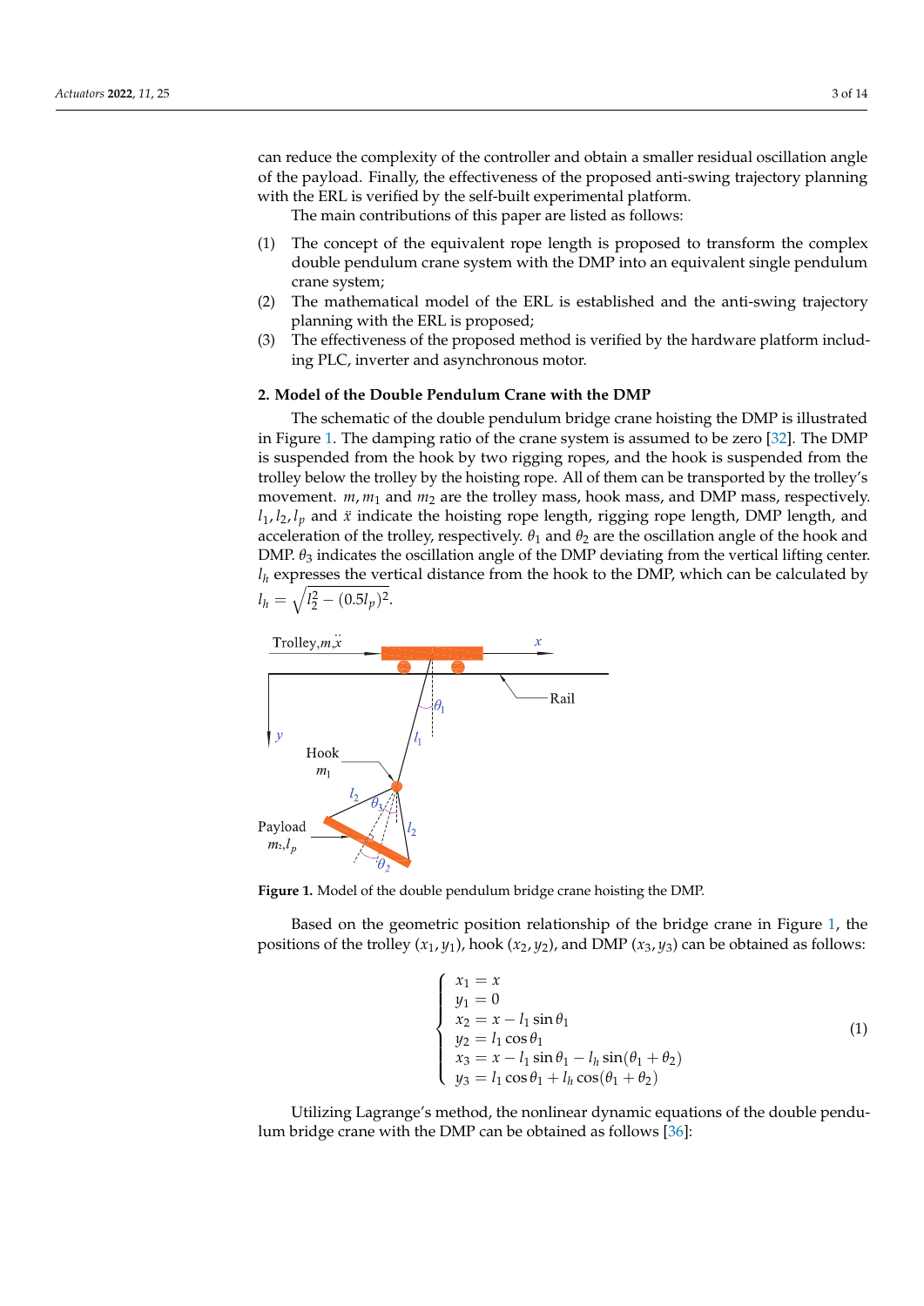can reduce the complexity of the controller and obtain a smaller residual oscillation angle of the payload. Finally, the effectiveness of the proposed anti-swing trajectory planning with the ERL is verified by the self-built experimental platform.

The main contributions of this paper are listed as follows:

(1) The concept of the equivalent rope length is proposed to transform the complex double pendulum crane system with the DMP into an equivalent single pendulum crane system;
(2) The mathematical model of the ERL is established and the anti-swing trajectory planning with the ERL is proposed;
(3) The effectiveness of the proposed method is verified by the hardware platform including PLC, inverter and asynchronous motor.

## 2. Model of the Double Pendulum Crane with the DMP

The schematic of the double pendulum bridge crane hoisting the DMP is illustrated in Figure 1. The damping ratio of the crane system is assumed to be zero [32]. The DMP is suspended from the hook by two rigging ropes, and the hook is suspended from the trolley below the trolley by the hoisting rope. All of them can be transported by the trolley's movement. $m, m_1$ and $m_2$ are the trolley mass, hook mass, and DMP mass, respectively. $l_1, l_2, l_p$ and $\ddot{x}$ indicate the hoisting rope length, rigging rope length, DMP length, and acceleration of the trolley, respectively. $\theta_1$ and $\theta_2$ are the oscillation angle of the hook and DMP. $\theta_3$ indicates the oscillation angle of the DMP deviating from the vertical lifting center. $l_h$ expresses the vertical distance from the hook to the DMP, which can be calculated by $l_h = \sqrt{l_2^2 - (0.5l_p)^2}$.

**Figure 1.** Model of the double pendulum bridge crane hoisting the DMP.

Based on the geometric position relationship of the bridge crane in Figure 1, the positions of the trolley $(x_1, y_1)$, hook $(x_2, y_2)$, and DMP $(x_3, y_3)$ can be obtained as follows:

$$
\begin{cases}
x_1 = x \\
y_1 = 0 \\
x_2 = x - l_1 \sin\theta_1 \\
y_2 = l_1 \cos\theta_1 \\
x_3 = x - l_1 \sin\theta_1 - l_h \sin(\theta_1 + \theta_2) \\
y_3 = l_1 \cos\theta_1 + l_h \cos(\theta_1 + \theta_2)
\end{cases}
\tag{1}
$$

Utilizing Lagrange's method, the nonlinear dynamic equations of the double pendulum bridge crane with the DMP can be obtained as follows [36]: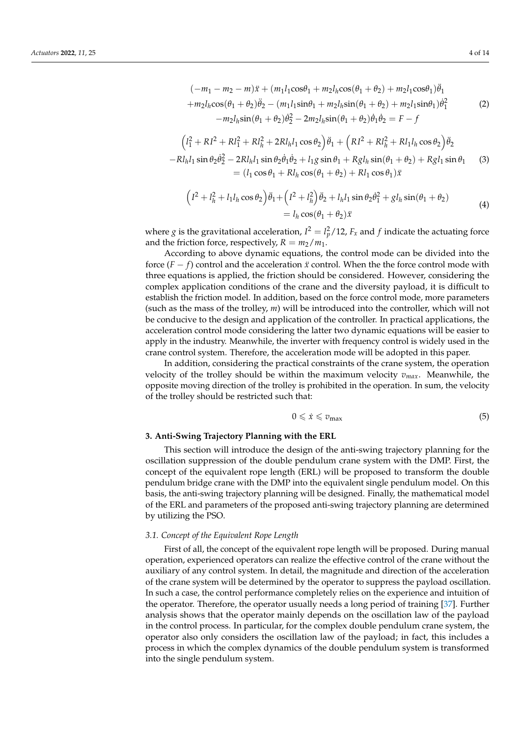$$
\begin{aligned}
&(-m_1 - m_2 - m)\ddot{x} + (m_1 l_1 \cos\theta_1 + m_2 l_h \cos(\theta_1 + \theta_2) + m_2 l_1 \cos\theta_1)\ddot{\theta}_1 \\
&+ m_2 l_h \cos(\theta_1 + \theta_2)\ddot{\theta}_2 - (m_1 l_1 \sin\theta_1 + m_2 l_h \sin(\theta_1 + \theta_2) + m_2 l_1 \sin\theta_1)\dot{\theta}_1^2 \\
&- m_2 l_h \sin(\theta_1 + \theta_2)\dot{\theta}_2^2 - 2 m_2 l_h \sin(\theta_1 + \theta_2)\dot{\theta}_1 \dot{\theta}_2 = F - f
\end{aligned} \tag{2}
$$

$$
\begin{aligned}
&\left(l_1^2 + RI^2 + Rl_1^2 + Rl_h^2 + 2Rl_h l_1 \cos\theta_2\right)\ddot{\theta}_1 + \left(RI^2 + Rl_h^2 + Rl_1 l_h \cos\theta_2\right)\ddot{\theta}_2 \\
&- Rl_h l_1 \sin\theta_2 \dot{\theta}_2^2 - 2Rl_h l_1 \sin\theta_2 \dot{\theta}_1 \dot{\theta}_2 + l_1 g \sin\theta_1 + Rgl_h \sin(\theta_1 + \theta_2) + Rgl_1 \sin\theta_1 \\
&= (l_1 \cos\theta_1 + Rl_h \cos(\theta_1 + \theta_2) + Rl_1 \cos\theta_1)\ddot{x}
\end{aligned} \tag{3}
$$

$$
\begin{aligned}
&\left(I^2 + l_h^2 + l_1 l_h \cos\theta_2\right)\ddot{\theta}_1 + \left(I^2 + l_h^2\right)\ddot{\theta}_2 + l_h l_1 \sin\theta_2 \dot{\theta}_1^2 + g l_h \sin(\theta_1 + \theta_2) \\
&= l_h \cos(\theta_1 + \theta_2)\ddot{x}
\end{aligned} \tag{4}
$$

where $g$ is the gravitational acceleration, $I^2 = l_p^2/12$, $F_x$ and $f$ indicate the actuating force and the friction force, respectively, $R = m_2/m_1$.

According to above dynamic equations, the control mode can be divided into the force $(F - f)$ control and the acceleration $\ddot{x}$ control. When the the force control mode with three equations is applied, the friction should be considered. However, considering the complex application conditions of the crane and the diversity payload, it is difficult to establish the friction model. In addition, based on the force control mode, more parameters (such as the mass of the trolley, $m$) will be introduced into the controller, which will not be conducive to the design and application of the controller. In practical applications, the acceleration control mode considering the latter two dynamic equations will be easier to apply in the industry. Meanwhile, the inverter with frequency control is widely used in the crane control system. Therefore, the acceleration mode will be adopted in this paper.

In addition, considering the practical constraints of the crane system, the operation velocity of the trolley should be within the maximum velocity $v_{max}$. Meanwhile, the opposite moving direction of the trolley is prohibited in the operation. In sum, the velocity of the trolley should be restricted such that:

$$
0 \leqslant \dot{x} \leqslant v_{\max} \tag{5}
$$

## 3. Anti-Swing Trajectory Planning with the ERL

This section will introduce the design of the anti-swing trajectory planning for the oscillation suppression of the double pendulum crane system with the DMP. First, the concept of the equivalent rope length (ERL) will be proposed to transform the double pendulum bridge crane with the DMP into the equivalent single pendulum model. On this basis, the anti-swing trajectory planning will be designed. Finally, the mathematical model of the ERL and parameters of the proposed anti-swing trajectory planning are determined by utilizing the PSO.

### *3.1. Concept of the Equivalent Rope Length*

First of all, the concept of the equivalent rope length will be proposed. During manual operation, experienced operators can realize the effective control of the crane without the auxiliary of any control system. In detail, the magnitude and direction of the acceleration of the crane system will be determined by the operator to suppress the payload oscillation. In such a case, the control performance completely relies on the experience and intuition of the operator. Therefore, the operator usually needs a long period of training [37]. Further analysis shows that the operator mainly depends on the oscillation law of the payload in the control process. In particular, for the complex double pendulum crane system, the operator also only considers the oscillation law of the payload; in fact, this includes a process in which the complex dynamics of the double pendulum system is transformed into the single pendulum system.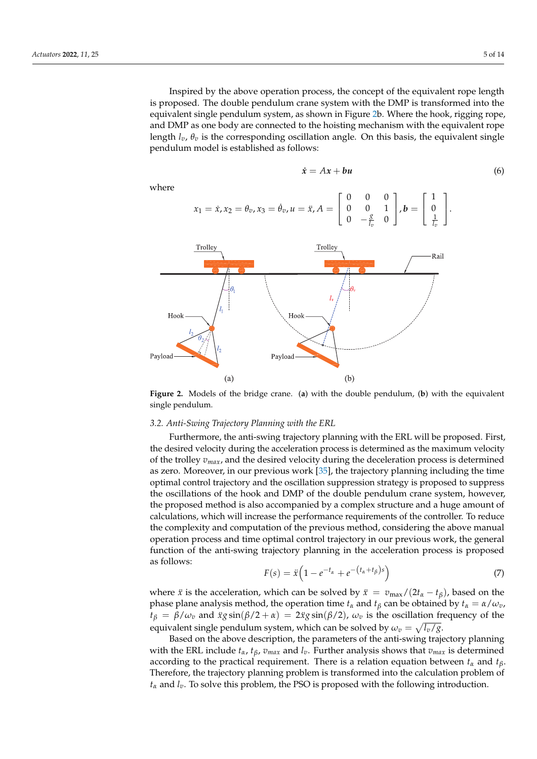Inspired by the above operation process, the concept of the equivalent rope length is proposed. The double pendulum crane system with the DMP is transformed into the equivalent single pendulum system, as shown in Figure 2b. Where the hook, rigging rope, and DMP as one body are connected to the hoisting mechanism with the equivalent rope length $l_v$, $\theta_v$ is the corresponding oscillation angle. On this basis, the equivalent single pendulum model is established as follows:

$$\dot{\boldsymbol{x}} = A\boldsymbol{x} + \boldsymbol{b}u \tag{6}$$

where

$$x_1 = \dot{x}, x_2 = \theta_v, x_3 = \dot{\theta}_v, u = \ddot{x}, A = \begin{bmatrix} 0 & 0 & 0 \\ 0 & 0 & 1 \\ 0 & -\frac{g}{l_v} & 0 \end{bmatrix}, \boldsymbol{b} = \begin{bmatrix} 1 \\ 0 \\ \frac{1}{l_v} \end{bmatrix}.$$

**Figure 2.** Models of the bridge crane. (**a**) with the double pendulum, (**b**) with the equivalent single pendulum.

### 3.2. Anti-Swing Trajectory Planning with the ERL

Furthermore, the anti-swing trajectory planning with the ERL will be proposed. First, the desired velocity during the acceleration process is determined as the maximum velocity of the trolley $v_{max}$, and the desired velocity during the deceleration process is determined as zero. Moreover, in our previous work [35], the trajectory planning including the time optimal control trajectory and the oscillation suppression strategy is proposed to suppress the oscillations of the hook and DMP of the double pendulum crane system, however, the proposed method is also accompanied by a complex structure and a huge amount of calculations, which will increase the performance requirements of the controller. To reduce the complexity and computation of the previous method, considering the above manual operation process and time optimal control trajectory in our previous work, the general function of the anti-swing trajectory planning in the acceleration process is proposed as follows:

$$F(s) = \ddot{x}\left(1 - e^{-t_\alpha} + e^{-\left(t_\alpha + t_\beta\right)s}\right) \tag{7}$$

where $\ddot{x}$ is the acceleration, which can be solved by $\ddot{x} = v_{\max}/(2t_\alpha - t_\beta)$, based on the phase plane analysis method, the operation time $t_\alpha$ and $t_\beta$ can be obtained by $t_\alpha = \alpha/\omega_v$, $t_\beta = \beta/\omega_v$ and $\ddot{x}g\sin(\beta/2 + \alpha) = 2\ddot{x}g\sin(\beta/2)$, $\omega_v$ is the oscillation frequency of the equivalent single pendulum system, which can be solved by $\omega_v = \sqrt{l_v/g}$.

Based on the above description, the parameters of the anti-swing trajectory planning with the ERL include $t_\alpha$, $t_\beta$, $v_{max}$ and $l_v$. Further analysis shows that $v_{max}$ is determined according to the practical requirement. There is a relation equation between $t_\alpha$ and $t_\beta$. Therefore, the trajectory planning problem is transformed into the calculation problem of $t_\alpha$ and $l_v$. To solve this problem, the PSO is proposed with the following introduction.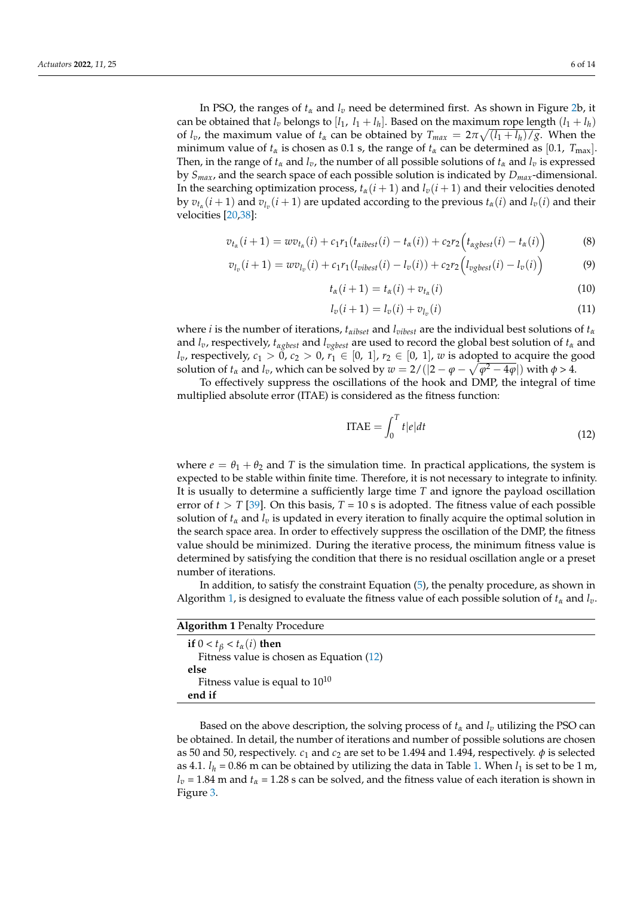In PSO, the ranges of $t_\alpha$ and $l_v$ need be determined first. As shown in Figure 2b, it can be obtained that $l_v$ belongs to $[l_1,\ l_1 + l_h]$. Based on the maximum rope length $(l_1 + l_h)$ of $l_v$, the maximum value of $t_\alpha$ can be obtained by $T_{max} = 2\pi\sqrt{(l_1 + l_h)/g}$. When the minimum value of $t_\alpha$ is chosen as 0.1 s, the range of $t_\alpha$ can be determined as $[0.1,\ T_{\max}]$. Then, in the range of $t_\alpha$ and $l_v$, the number of all possible solutions of $t_\alpha$ and $l_v$ is expressed by $S_{max}$, and the search space of each possible solution is indicated by $D_{max}$-dimensional. In the searching optimization process, $t_\alpha(i+1)$ and $l_v(i+1)$ and their velocities denoted by $v_{t_\alpha}(i+1)$ and $v_{l_v}(i+1)$ are updated according to the previous $t_\alpha(i)$ and $l_v(i)$ and their velocities [20,38]:

$$v_{t_\alpha}(i+1) = wv_{t_\alpha}(i) + c_1 r_1 (t_{\alpha ibest}(i) - t_\alpha(i)) + c_2 r_2 \left(t_{\alpha gbest}(i) - t_\alpha(i)\right) \tag{8}$$

$$v_{l_v}(i+1) = wv_{l_v}(i) + c_1 r_1 (l_{vibest}(i) - l_v(i)) + c_2 r_2 \left(l_{vgbest}(i) - l_v(i)\right) \tag{9}$$

$$t_\alpha(i+1) = t_\alpha(i) + v_{t_\alpha}(i) \tag{10}$$

$$l_v(i+1) = l_v(i) + v_{l_v}(i) \tag{11}$$

where $i$ is the number of iterations, $t_{\alpha ibset}$ and $l_{vibest}$ are the individual best solutions of $t_\alpha$ and $l_v$, respectively, $t_{\alpha gbest}$ and $l_{vgbest}$ are used to record the global best solution of $t_\alpha$ and $l_v$, respectively, $c_1 > 0$, $c_2 > 0$, $r_1 \in [0,\ 1]$, $r_2 \in [0,\ 1]$, $w$ is adopted to acquire the good solution of $t_\alpha$ and $l_v$, which can be solved by $w = 2/(|2 - \varphi - \sqrt{\varphi^2 - 4\varphi}|)$ with $\phi > 4$.

To effectively suppress the oscillations of the hook and DMP, the integral of time multiplied absolute error (ITAE) is considered as the fitness function:

$$\text{ITAE} = \int_0^T t|e|dt \tag{12}$$

where $e = \theta_1 + \theta_2$ and $T$ is the simulation time. In practical applications, the system is expected to be stable within finite time. Therefore, it is not necessary to integrate to infinity. It is usually to determine a sufficiently large time $T$ and ignore the payload oscillation error of $t > T$ [39]. On this basis, $T$ = 10 s is adopted. The fitness value of each possible solution of $t_\alpha$ and $l_v$ is updated in every iteration to finally acquire the optimal solution in the search space area. In order to effectively suppress the oscillation of the DMP, the fitness value should be minimized. During the iterative process, the minimum fitness value is determined by satisfying the condition that there is no residual oscillation angle or a preset number of iterations.

In addition, to satisfy the constraint Equation (5), the penalty procedure, as shown in Algorithm 1, is designed to evaluate the fitness value of each possible solution of $t_\alpha$ and $l_v$.

**Algorithm 1** Penalty Procedure

**if** $0 < t_\beta < t_\alpha(i)$ **then**
  Fitness value is chosen as Equation (12)
**else**
  Fitness value is equal to $10^{10}$
**end if**

Based on the above description, the solving process of $t_\alpha$ and $l_v$ utilizing the PSO can be obtained. In detail, the number of iterations and number of possible solutions are chosen as 50 and 50, respectively. $c_1$ and $c_2$ are set to be 1.494 and 1.494, respectively. $\phi$ is selected as 4.1. $l_h$ = 0.86 m can be obtained by utilizing the data in Table 1. When $l_1$ is set to be 1 m, $l_v$ = 1.84 m and $t_\alpha$ = 1.28 s can be solved, and the fitness value of each iteration is shown in Figure 3.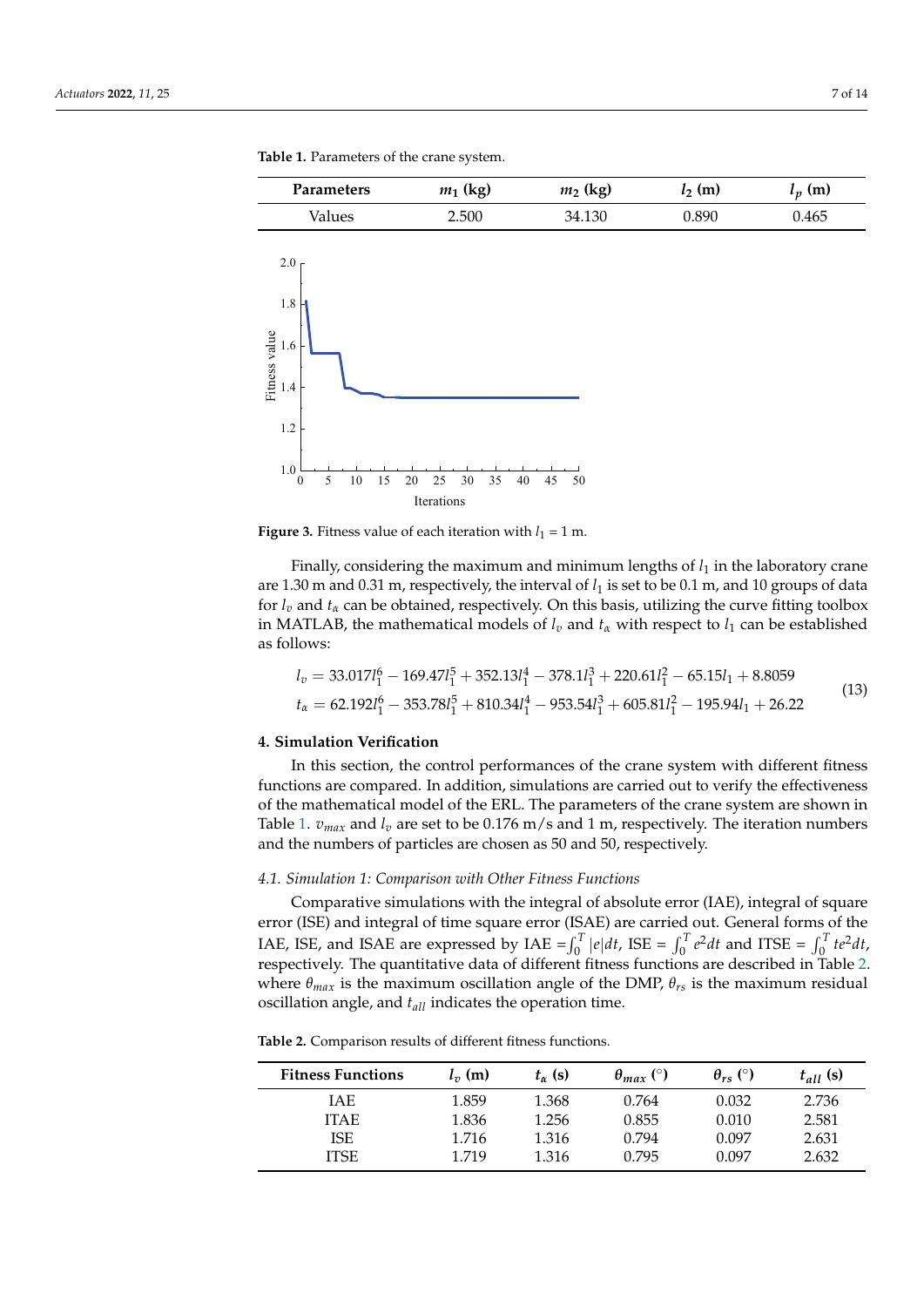**Table 1.** Parameters of the crane system.

| Parameters | $m_1$ (kg) | $m_2$ (kg) | $l_2$ (m) | $l_p$ (m) |
|---|---|---|---|---|
| Values | 2.500 | 34.130 | 0.890 | 0.465 |

**Figure 3.** Fitness value of each iteration with $l_1$ = 1 m.

Finally, considering the maximum and minimum lengths of $l_1$ in the laboratory crane are 1.30 m and 0.31 m, respectively, the interval of $l_1$ is set to be 0.1 m, and 10 groups of data for $l_v$ and $t_\alpha$ can be obtained, respectively. On this basis, utilizing the curve fitting toolbox in MATLAB, the mathematical models of $l_v$ and $t_\alpha$ with respect to $l_1$ can be established as follows:

$$
\begin{aligned}
l_v &= 33.017l_1^6 - 169.47l_1^5 + 352.13l_1^4 - 378.1l_1^3 + 220.61l_1^2 - 65.15l_1 + 8.8059 \\
t_\alpha &= 62.192l_1^6 - 353.78l_1^5 + 810.34l_1^4 - 953.54l_1^3 + 605.81l_1^2 - 195.94l_1 + 26.22
\end{aligned}
\tag{13}
$$

## 4. Simulation Verification

In this section, the control performances of the crane system with different fitness functions are compared. In addition, simulations are carried out to verify the effectiveness of the mathematical model of the ERL. The parameters of the crane system are shown in Table 1. $v_{max}$ and $l_v$ are set to be 0.176 m/s and 1 m, respectively. The iteration numbers and the numbers of particles are chosen as 50 and 50, respectively.

### *4.1. Simulation 1: Comparison with Other Fitness Functions*

Comparative simulations with the integral of absolute error (IAE), integral of square error (ISE) and integral of time square error (ISAE) are carried out. General forms of the IAE, ISE, and ISAE are expressed by IAE $=\int_0^T |e|dt$, ISE = $\int_0^T e^2dt$ and ITSE = $\int_0^T te^2dt$, respectively. The quantitative data of different fitness functions are described in Table 2. where $\theta_{max}$ is the maximum oscillation angle of the DMP, $\theta_{rs}$ is the maximum residual oscillation angle, and $t_{all}$ indicates the operation time.

**Table 2.** Comparison results of different fitness functions.

| Fitness Functions | $l_v$ (m) | $t_\alpha$ (s) | $\theta_{max}$ (°) | $\theta_{rs}$ (°) | $t_{all}$ (s) |
|---|---|---|---|---|---|
| IAE | 1.859 | 1.368 | 0.764 | 0.032 | 2.736 |
| ITAE | 1.836 | 1.256 | 0.855 | 0.010 | 2.581 |
| ISE | 1.716 | 1.316 | 0.794 | 0.097 | 2.631 |
| ITSE | 1.719 | 1.316 | 0.795 | 0.097 | 2.632 |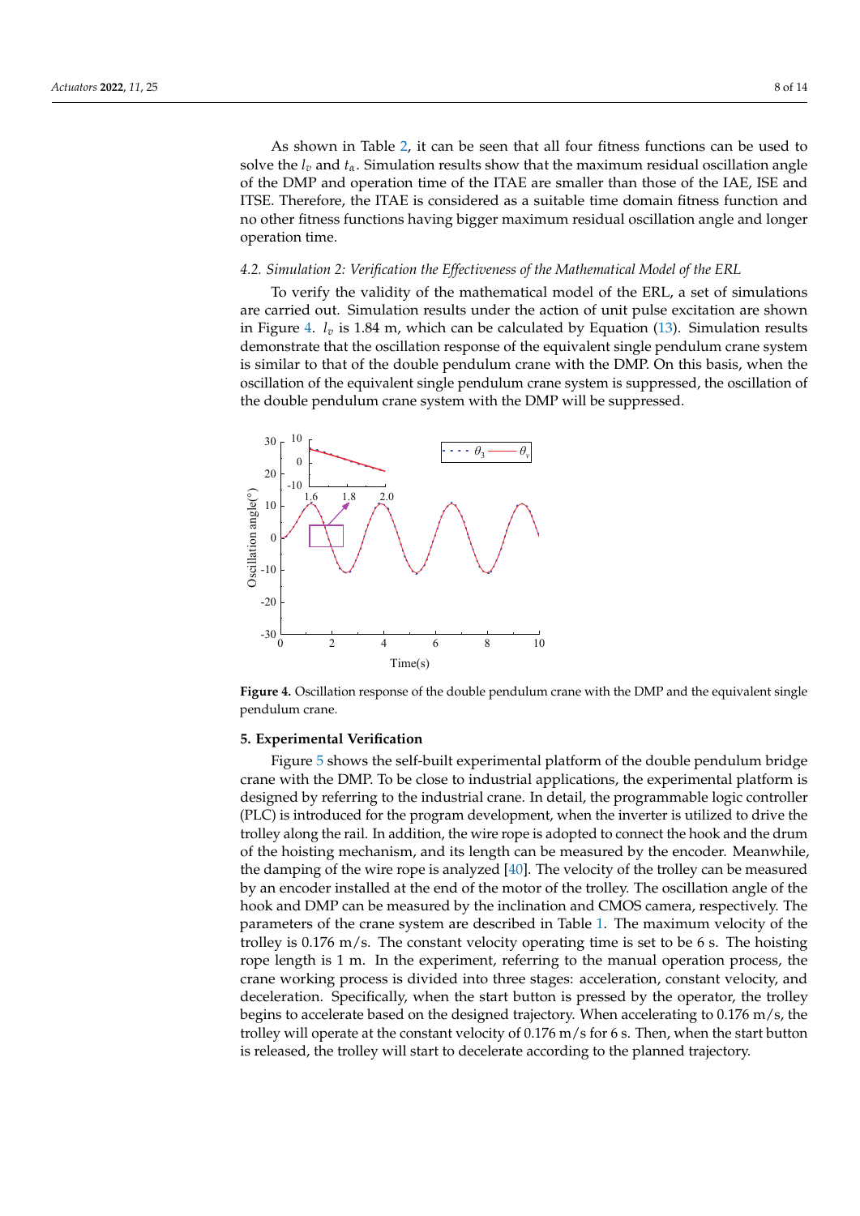As shown in Table 2, it can be seen that all four fitness functions can be used to solve the $l_v$ and $t_\alpha$. Simulation results show that the maximum residual oscillation angle of the DMP and operation time of the ITAE are smaller than those of the IAE, ISE and ITSE. Therefore, the ITAE is considered as a suitable time domain fitness function and no other fitness functions having bigger maximum residual oscillation angle and longer operation time.

### 4.2. Simulation 2: Verification the Effectiveness of the Mathematical Model of the ERL

To verify the validity of the mathematical model of the ERL, a set of simulations are carried out. Simulation results under the action of unit pulse excitation are shown in Figure 4. $l_v$ is 1.84 m, which can be calculated by Equation (13). Simulation results demonstrate that the oscillation response of the equivalent single pendulum crane system is similar to that of the double pendulum crane with the DMP. On this basis, when the oscillation of the equivalent single pendulum crane system is suppressed, the oscillation of the double pendulum crane system with the DMP will be suppressed.

**Figure 4.** Oscillation response of the double pendulum crane with the DMP and the equivalent single pendulum crane.

## 5. Experimental Verification

Figure 5 shows the self-built experimental platform of the double pendulum bridge crane with the DMP. To be close to industrial applications, the experimental platform is designed by referring to the industrial crane. In detail, the programmable logic controller (PLC) is introduced for the program development, when the inverter is utilized to drive the trolley along the rail. In addition, the wire rope is adopted to connect the hook and the drum of the hoisting mechanism, and its length can be measured by the encoder. Meanwhile, the damping of the wire rope is analyzed [40]. The velocity of the trolley can be measured by an encoder installed at the end of the motor of the trolley. The oscillation angle of the hook and DMP can be measured by the inclination and CMOS camera, respectively. The parameters of the crane system are described in Table 1. The maximum velocity of the trolley is 0.176 m/s. The constant velocity operating time is set to be 6 s. The hoisting rope length is 1 m. In the experiment, referring to the manual operation process, the crane working process is divided into three stages: acceleration, constant velocity, and deceleration. Specifically, when the start button is pressed by the operator, the trolley begins to accelerate based on the designed trajectory. When accelerating to 0.176 m/s, the trolley will operate at the constant velocity of 0.176 m/s for 6 s. Then, when the start button is released, the trolley will start to decelerate according to the planned trajectory.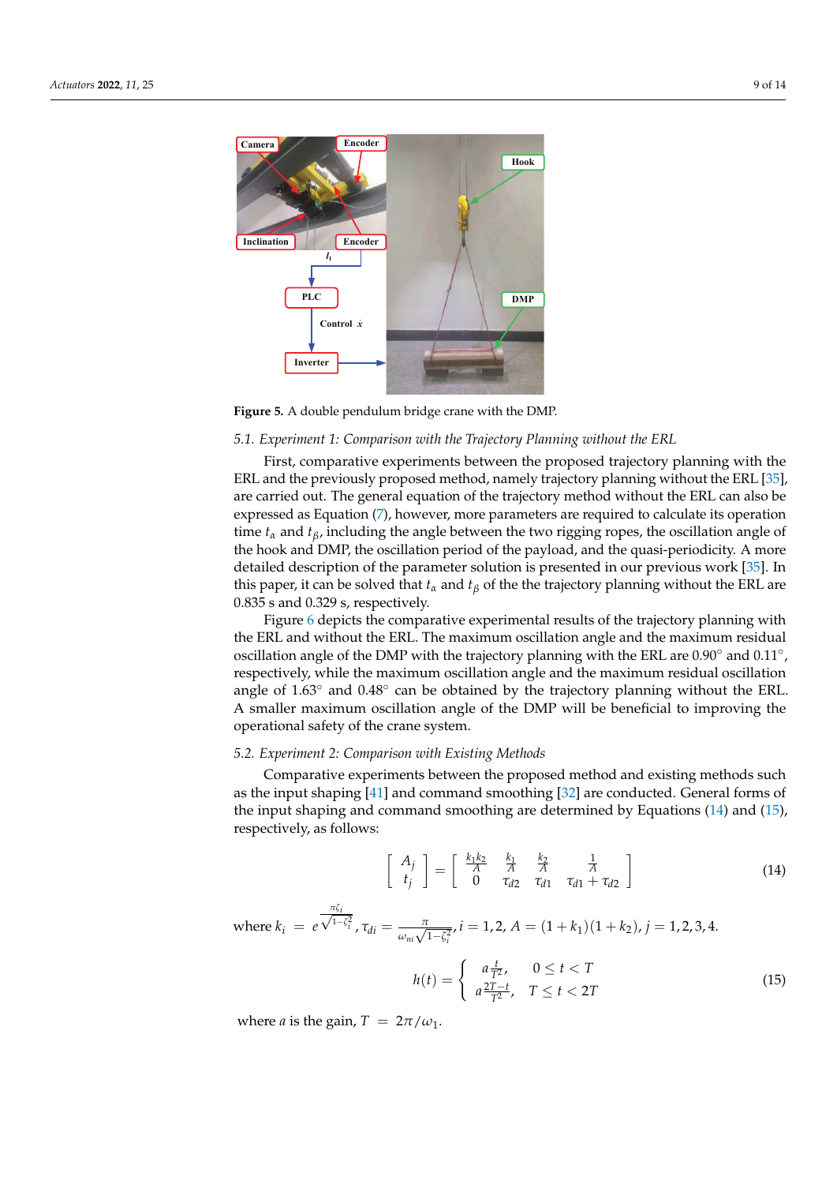Figure 5. A double pendulum bridge crane with the DMP.

### 5.1. Experiment 1: Comparison with the Trajectory Planning without the ERL

First, comparative experiments between the proposed trajectory planning with the ERL and the previously proposed method, namely trajectory planning without the ERL [35], are carried out. The general equation of the trajectory method without the ERL can also be expressed as Equation (7), however, more parameters are required to calculate its operation time $t_\alpha$ and $t_\beta$, including the angle between the two rigging ropes, the oscillation angle of the hook and DMP, the oscillation period of the payload, and the quasi-periodicity. A more detailed description of the parameter solution is presented in our previous work [35]. In this paper, it can be solved that $t_\alpha$ and $t_\beta$ of the the trajectory planning without the ERL are 0.835 s and 0.329 s, respectively.

Figure 6 depicts the comparative experimental results of the trajectory planning with the ERL and without the ERL. The maximum oscillation angle and the maximum residual oscillation angle of the DMP with the trajectory planning with the ERL are 0.90° and 0.11°, respectively, while the maximum oscillation angle and the maximum residual oscillation angle of 1.63° and 0.48° can be obtained by the trajectory planning without the ERL. A smaller maximum oscillation angle of the DMP will be beneficial to improving the operational safety of the crane system.

### 5.2. Experiment 2: Comparison with Existing Methods

Comparative experiments between the proposed method and existing methods such as the input shaping [41] and command smoothing [32] are conducted. General forms of the input shaping and command smoothing are determined by Equations (14) and (15), respectively, as follows:

$$\begin{bmatrix} A_j \\ t_j \end{bmatrix} = \begin{bmatrix} \frac{k_1 k_2}{A} & \frac{k_1}{A} & \frac{k_2}{A} & \frac{1}{A} \\ 0 & \tau_{d2} & \tau_{d1} & \tau_{d1} + \tau_{d2} \end{bmatrix} \tag{14}$$

where $k_i = e^{\frac{\pi \zeta_i}{\sqrt{1-\zeta_i^2}}}$, $\tau_{di} = \frac{\pi}{\omega_{ni}\sqrt{1-\zeta_i^2}}$, $i = 1, 2$, $A = (1+k_1)(1+k_2)$, $j = 1, 2, 3, 4$.

$$h(t) = \begin{cases} a\frac{t}{T^2}, & 0 \le t < T \\ a\frac{2T-t}{T^2}, & T \le t < 2T \end{cases} \tag{15}$$

where $a$ is the gain, $T = 2\pi/\omega_1$.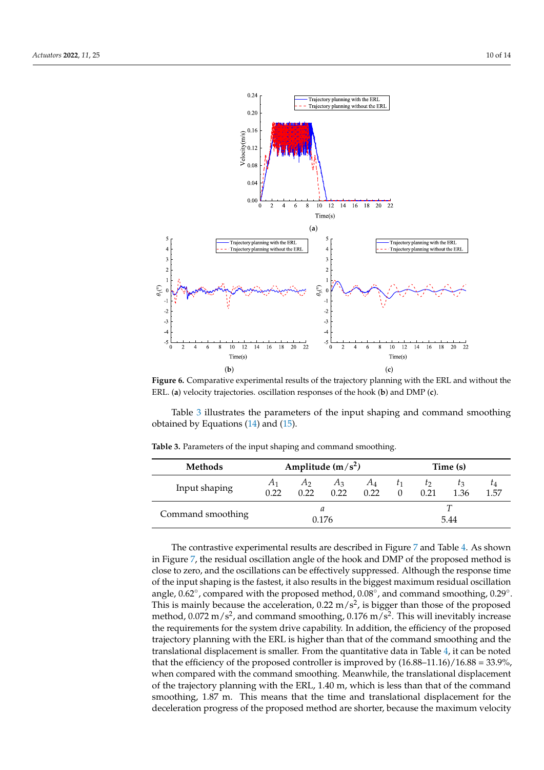**Figure 6.** Comparative experimental results of the trajectory planning with the ERL and without the ERL. (**a**) velocity trajectories. oscillation responses of the hook (**b**) and DMP (**c**).

Table 3 illustrates the parameters of the input shaping and command smoothing obtained by Equations (14) and (15).

**Table 3.** Parameters of the input shaping and command smoothing.

| Methods | Amplitude (m/s$^2$) | | | | Time (s) | | | |
|---|---|---|---|---|---|---|---|---|
| Input shaping | $A_1$<br>0.22 | $A_2$<br>0.22 | $A_3$<br>0.22 | $A_4$<br>0.22 | $t_1$<br>0 | $t_2$<br>0.21 | $t_3$<br>1.36 | $t_4$<br>1.57 |
| Command smoothing | $a$<br>0.176 | | | | $T$<br>5.44 | | | |

The contrastive experimental results are described in Figure 7 and Table 4. As shown in Figure 7, the residual oscillation angle of the hook and DMP of the proposed method is close to zero, and the oscillations can be effectively suppressed. Although the response time of the input shaping is the fastest, it also results in the biggest maximum residual oscillation angle, 0.62°, compared with the proposed method, 0.08°, and command smoothing, 0.29°. This is mainly because the acceleration, 0.22 m/s$^2$, is bigger than those of the proposed method, 0.072 m/s$^2$, and command smoothing, 0.176 m/s$^2$. This will inevitably increase the requirements for the system drive capability. In addition, the efficiency of the proposed trajectory planning with the ERL is higher than that of the command smoothing and the translational displacement is smaller. From the quantitative data in Table 4, it can be noted that the efficiency of the proposed controller is improved by (16.88–11.16)/16.88 = 33.9%, when compared with the command smoothing. Meanwhile, the translational displacement of the trajectory planning with the ERL, 1.40 m, which is less than that of the command smoothing, 1.87 m. This means that the time and translational displacement for the deceleration progress of the proposed method are shorter, because the maximum velocity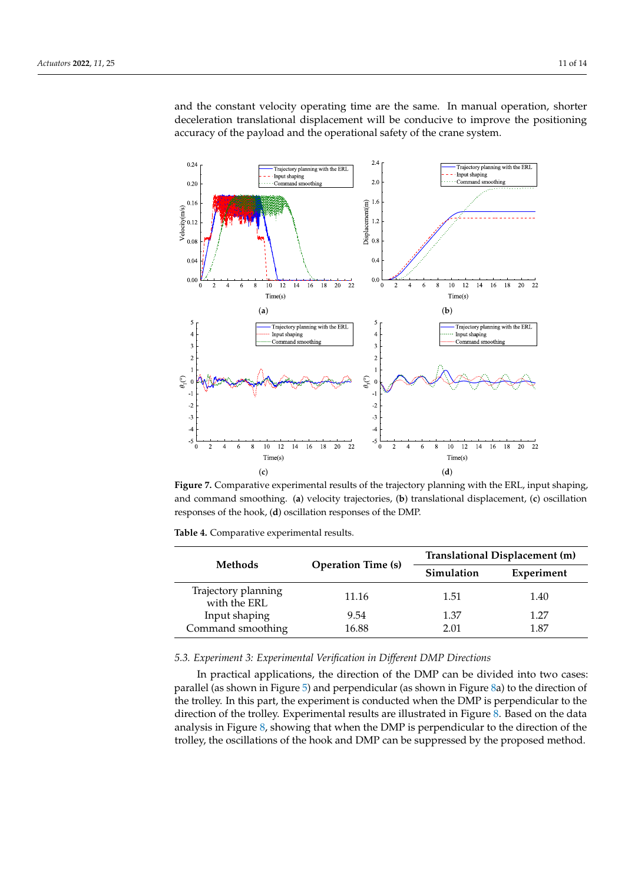and the constant velocity operating time are the same. In manual operation, shorter deceleration translational displacement will be conducive to improve the positioning accuracy of the payload and the operational safety of the crane system.

**Figure 7.** Comparative experimental results of the trajectory planning with the ERL, input shaping, and command smoothing. (**a**) velocity trajectories, (**b**) translational displacement, (**c**) oscillation responses of the hook, (**d**) oscillation responses of the DMP.

**Table 4.** Comparative experimental results.

| Methods | Operation Time (s) | Translational Displacement (m) | |
|---|---|---|---|
| | | Simulation | Experiment |
| Trajectory planning with the ERL | 11.16 | 1.51 | 1.40 |
| Input shaping | 9.54 | 1.37 | 1.27 |
| Command smoothing | 16.88 | 2.01 | 1.87 |

### *5.3. Experiment 3: Experimental Verification in Different DMP Directions*

In practical applications, the direction of the DMP can be divided into two cases: parallel (as shown in Figure 5) and perpendicular (as shown in Figure 8a) to the direction of the trolley. In this part, the experiment is conducted when the DMP is perpendicular to the direction of the trolley. Experimental results are illustrated in Figure 8. Based on the data analysis in Figure 8, showing that when the DMP is perpendicular to the direction of the trolley, the oscillations of the hook and DMP can be suppressed by the proposed method.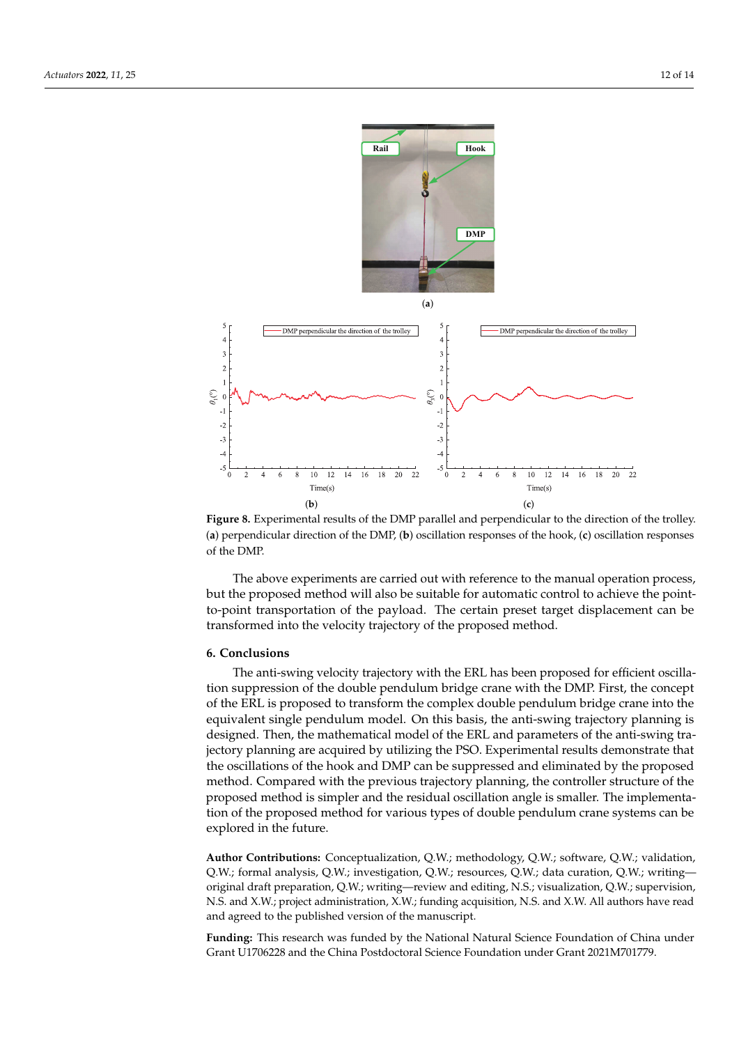**Figure 8.** Experimental results of the DMP parallel and perpendicular to the direction of the trolley. (**a**) perpendicular direction of the DMP, (**b**) oscillation responses of the hook, (**c**) oscillation responses of the DMP.

The above experiments are carried out with reference to the manual operation process, but the proposed method will also be suitable for automatic control to achieve the point-to-point transportation of the payload. The certain preset target displacement can be transformed into the velocity trajectory of the proposed method.

## 6. Conclusions

The anti-swing velocity trajectory with the ERL has been proposed for efficient oscillation suppression of the double pendulum bridge crane with the DMP. First, the concept of the ERL is proposed to transform the complex double pendulum bridge crane into the equivalent single pendulum model. On this basis, the anti-swing trajectory planning is designed. Then, the mathematical model of the ERL and parameters of the anti-swing trajectory planning are acquired by utilizing the PSO. Experimental results demonstrate that the oscillations of the hook and DMP can be suppressed and eliminated by the proposed method. Compared with the previous trajectory planning, the controller structure of the proposed method is simpler and the residual oscillation angle is smaller. The implementation of the proposed method for various types of double pendulum crane systems can be explored in the future.

**Author Contributions:** Conceptualization, Q.W.; methodology, Q.W.; software, Q.W.; validation, Q.W.; formal analysis, Q.W.; investigation, Q.W.; resources, Q.W.; data curation, Q.W.; writing—original draft preparation, Q.W.; writing—review and editing, N.S.; visualization, Q.W.; supervision, N.S. and X.W.; project administration, X.W.; funding acquisition, N.S. and X.W. All authors have read and agreed to the published version of the manuscript.

**Funding:** This research was funded by the National Natural Science Foundation of China under Grant U1706228 and the China Postdoctoral Science Foundation under Grant 2021M701779.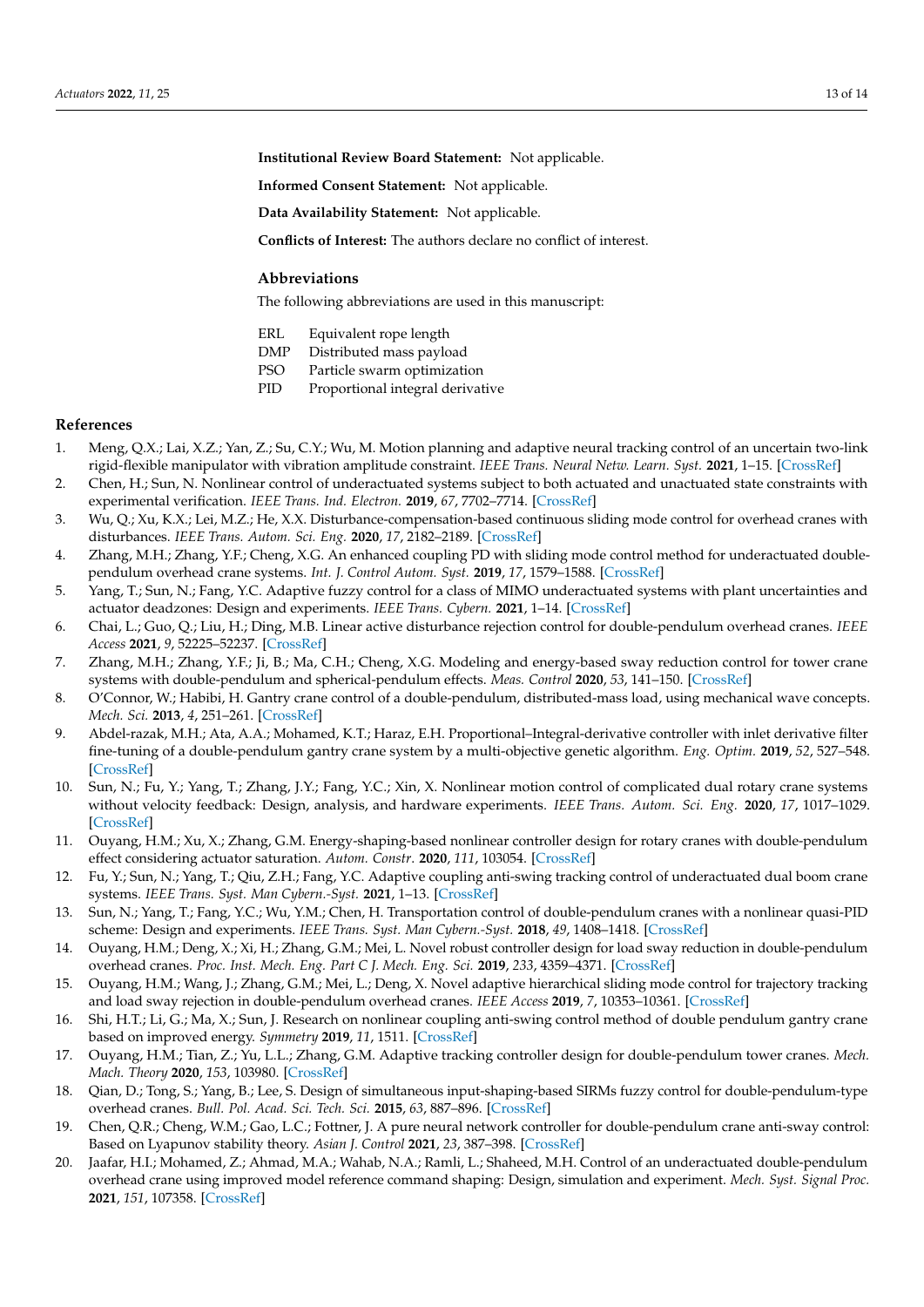**Institutional Review Board Statement:** Not applicable.

**Informed Consent Statement:** Not applicable.

**Data Availability Statement:** Not applicable.

**Conflicts of Interest:** The authors declare no conflict of interest.

## Abbreviations

The following abbreviations are used in this manuscript:

| | |
|---|---|
| ERL | Equivalent rope length |
| DMP | Distributed mass payload |
| PSO | Particle swarm optimization |
| PID | Proportional integral derivative |

## References

1. Meng, Q.X.; Lai, X.Z.; Yan, Z.; Su, C.Y.; Wu, M. Motion planning and adaptive neural tracking control of an uncertain two-link rigid-flexible manipulator with vibration amplitude constraint. *IEEE Trans. Neural Netw. Learn. Syst.* **2021**, 1–15. [CrossRef]
2. Chen, H.; Sun, N. Nonlinear control of underactuated systems subject to both actuated and unactuated state constraints with experimental verification. *IEEE Trans. Ind. Electron.* **2019**, *67*, 7702–7714. [CrossRef]
3. Wu, Q.; Xu, K.X.; Lei, M.Z.; He, X.X. Disturbance-compensation-based continuous sliding mode control for overhead cranes with disturbances. *IEEE Trans. Autom. Sci. Eng.* **2020**, *17*, 2182–2189. [CrossRef]
4. Zhang, M.H.; Zhang, Y.F.; Cheng, X.G. An enhanced coupling PD with sliding mode control method for underactuated double-pendulum overhead crane systems. *Int. J. Control Autom. Syst.* **2019**, *17*, 1579–1588. [CrossRef]
5. Yang, T.; Sun, N.; Fang, Y.C. Adaptive fuzzy control for a class of MIMO underactuated systems with plant uncertainties and actuator deadzones: Design and experiments. *IEEE Trans. Cybern.* **2021**, 1–14. [CrossRef]
6. Chai, L.; Guo, Q.; Liu, H.; Ding, M.B. Linear active disturbance rejection control for double-pendulum overhead cranes. *IEEE Access* **2021**, *9*, 52225–52237. [CrossRef]
7. Zhang, M.H.; Zhang, Y.F.; Ji, B.; Ma, C.H.; Cheng, X.G. Modeling and energy-based sway reduction control for tower crane systems with double-pendulum and spherical-pendulum effects. *Meas. Control* **2020**, *53*, 141–150. [CrossRef]
8. O'Connor, W.; Habibi, H. Gantry crane control of a double-pendulum, distributed-mass load, using mechanical wave concepts. *Mech. Sci.* **2013**, *4*, 251–261. [CrossRef]
9. Abdel-razak, M.H.; Ata, A.A.; Mohamed, K.T.; Haraz, E.H. Proportional–Integral-derivative controller with inlet derivative filter fine-tuning of a double-pendulum gantry crane system by a multi-objective genetic algorithm. *Eng. Optim.* **2019**, *52*, 527–548. [CrossRef]
10. Sun, N.; Fu, Y.; Yang, T.; Zhang, J.Y.; Fang, Y.C.; Xin, X. Nonlinear motion control of complicated dual rotary crane systems without velocity feedback: Design, analysis, and hardware experiments. *IEEE Trans. Autom. Sci. Eng.* **2020**, *17*, 1017–1029. [CrossRef]
11. Ouyang, H.M.; Xu, X.; Zhang, G.M. Energy-shaping-based nonlinear controller design for rotary cranes with double-pendulum effect considering actuator saturation. *Autom. Constr.* **2020**, *111*, 103054. [CrossRef]
12. Fu, Y.; Sun, N.; Yang, T.; Qiu, Z.H.; Fang, Y.C. Adaptive coupling anti-swing tracking control of underactuated dual boom crane systems. *IEEE Trans. Syst. Man Cybern.-Syst.* **2021**, 1–13. [CrossRef]
13. Sun, N.; Yang, T.; Fang, Y.C.; Wu, Y.M.; Chen, H. Transportation control of double-pendulum cranes with a nonlinear quasi-PID scheme: Design and experiments. *IEEE Trans. Syst. Man Cybern.-Syst.* **2018**, *49*, 1408–1418. [CrossRef]
14. Ouyang, H.M.; Deng, X.; Xi, H.; Zhang, G.M.; Mei, L. Novel robust controller design for load sway reduction in double-pendulum overhead cranes. *Proc. Inst. Mech. Eng. Part C J. Mech. Eng. Sci.* **2019**, *233*, 4359–4371. [CrossRef]
15. Ouyang, H.M.; Wang, J.; Zhang, G.M.; Mei, L.; Deng, X. Novel adaptive hierarchical sliding mode control for trajectory tracking and load sway rejection in double-pendulum overhead cranes. *IEEE Access* **2019**, *7*, 10353–10361. [CrossRef]
16. Shi, H.T.; Li, G.; Ma, X.; Sun, J. Research on nonlinear coupling anti-swing control method of double pendulum gantry crane based on improved energy. *Symmetry* **2019**, *11*, 1511. [CrossRef]
17. Ouyang, H.M.; Tian, Z.; Yu, L.L.; Zhang, G.M. Adaptive tracking controller design for double-pendulum tower cranes. *Mech. Mach. Theory* **2020**, *153*, 103980. [CrossRef]
18. Qian, D.; Tong, S.; Yang, B.; Lee, S. Design of simultaneous input-shaping-based SIRMs fuzzy control for double-pendulum-type overhead cranes. *Bull. Pol. Acad. Sci. Tech. Sci.* **2015**, *63*, 887–896. [CrossRef]
19. Chen, Q.R.; Cheng, W.M.; Gao, L.C.; Fottner, J. A pure neural network controller for double-pendulum crane anti-sway control: Based on Lyapunov stability theory. *Asian J. Control* **2021**, *23*, 387–398. [CrossRef]
20. Jaafar, H.I.; Mohamed, Z.; Ahmad, M.A.; Wahab, N.A.; Ramli, L.; Shaheed, M.H. Control of an underactuated double-pendulum overhead crane using improved model reference command shaping: Design, simulation and experiment. *Mech. Syst. Signal Proc.* **2021**, *151*, 107358. [CrossRef]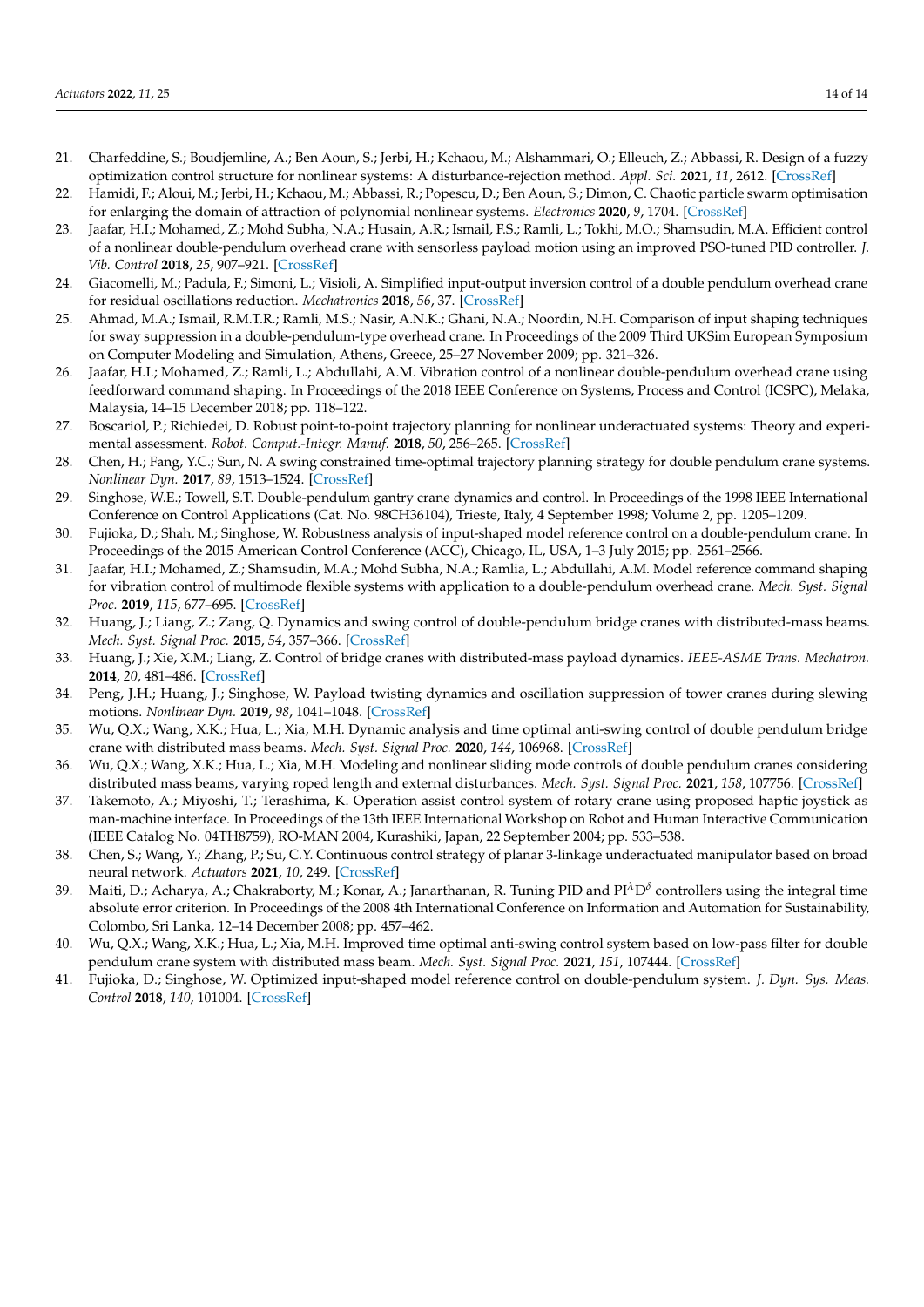21. Charfeddine, S.; Boudjemline, A.; Ben Aoun, S.; Jerbi, H.; Kchaou, M.; Alshammari, O.; Elleuch, Z.; Abbassi, R. Design of a fuzzy optimization control structure for nonlinear systems: A disturbance-rejection method. *Appl. Sci.* **2021**, *11*, 2612. [CrossRef]
22. Hamidi, F.; Aloui, M.; Jerbi, H.; Kchaou, M.; Abbassi, R.; Popescu, D.; Ben Aoun, S.; Dimon, C. Chaotic particle swarm optimisation for enlarging the domain of attraction of polynomial nonlinear systems. *Electronics* **2020**, *9*, 1704. [CrossRef]
23. Jaafar, H.I.; Mohamed, Z.; Mohd Subha, N.A.; Husain, A.R.; Ismail, F.S.; Ramli, L.; Tokhi, M.O.; Shamsudin, M.A. Efficient control of a nonlinear double-pendulum overhead crane with sensorless payload motion using an improved PSO-tuned PID controller. *J. Vib. Control* **2018**, *25*, 907–921. [CrossRef]
24. Giacomelli, M.; Padula, F.; Simoni, L.; Visioli, A. Simplified input-output inversion control of a double pendulum overhead crane for residual oscillations reduction. *Mechatronics* **2018**, *56*, 37. [CrossRef]
25. Ahmad, M.A.; Ismail, R.M.T.R.; Ramli, M.S.; Nasir, A.N.K.; Ghani, N.A.; Noordin, N.H. Comparison of input shaping techniques for sway suppression in a double-pendulum-type overhead crane. In Proceedings of the 2009 Third UKSim European Symposium on Computer Modeling and Simulation, Athens, Greece, 25–27 November 2009; pp. 321–326.
26. Jaafar, H.I.; Mohamed, Z.; Ramli, L.; Abdullahi, A.M. Vibration control of a nonlinear double-pendulum overhead crane using feedforward command shaping. In Proceedings of the 2018 IEEE Conference on Systems, Process and Control (ICSPC), Melaka, Malaysia, 14–15 December 2018; pp. 118–122.
27. Boscariol, P.; Richiedei, D. Robust point-to-point trajectory planning for nonlinear underactuated systems: Theory and experimental assessment. *Robot. Comput.-Integr. Manuf.* **2018**, *50*, 256–265. [CrossRef]
28. Chen, H.; Fang, Y.C.; Sun, N. A swing constrained time-optimal trajectory planning strategy for double pendulum crane systems. *Nonlinear Dyn.* **2017**, *89*, 1513–1524. [CrossRef]
29. Singhose, W.E.; Towell, S.T. Double-pendulum gantry crane dynamics and control. In Proceedings of the 1998 IEEE International Conference on Control Applications (Cat. No. 98CH36104), Trieste, Italy, 4 September 1998; Volume 2, pp. 1205–1209.
30. Fujioka, D.; Shah, M.; Singhose, W. Robustness analysis of input-shaped model reference control on a double-pendulum crane. In Proceedings of the 2015 American Control Conference (ACC), Chicago, IL, USA, 1–3 July 2015; pp. 2561–2566.
31. Jaafar, H.I.; Mohamed, Z.; Shamsudin, M.A.; Mohd Subha, N.A.; Ramlia, L.; Abdullahi, A.M. Model reference command shaping for vibration control of multimode flexible systems with application to a double-pendulum overhead crane. *Mech. Syst. Signal Proc.* **2019**, *115*, 677–695. [CrossRef]
32. Huang, J.; Liang, Z.; Zang, Q. Dynamics and swing control of double-pendulum bridge cranes with distributed-mass beams. *Mech. Syst. Signal Proc.* **2015**, *54*, 357–366. [CrossRef]
33. Huang, J.; Xie, X.M.; Liang, Z. Control of bridge cranes with distributed-mass payload dynamics. *IEEE-ASME Trans. Mechatron.* **2014**, *20*, 481–486. [CrossRef]
34. Peng, J.H.; Huang, J.; Singhose, W. Payload twisting dynamics and oscillation suppression of tower cranes during slewing motions. *Nonlinear Dyn.* **2019**, *98*, 1041–1048. [CrossRef]
35. Wu, Q.X.; Wang, X.K.; Hua, L.; Xia, M.H. Dynamic analysis and time optimal anti-swing control of double pendulum bridge crane with distributed mass beams. *Mech. Syst. Signal Proc.* **2020**, *144*, 106968. [CrossRef]
36. Wu, Q.X.; Wang, X.K.; Hua, L.; Xia, M.H. Modeling and nonlinear sliding mode controls of double pendulum cranes considering distributed mass beams, varying roped length and external disturbances. *Mech. Syst. Signal Proc.* **2021**, *158*, 107756. [CrossRef]
37. Takemoto, A.; Miyoshi, T.; Terashima, K. Operation assist control system of rotary crane using proposed haptic joystick as man-machine interface. In Proceedings of the 13th IEEE International Workshop on Robot and Human Interactive Communication (IEEE Catalog No. 04TH8759), RO-MAN 2004, Kurashiki, Japan, 22 September 2004; pp. 533–538.
38. Chen, S.; Wang, Y.; Zhang, P.; Su, C.Y. Continuous control strategy of planar 3-linkage underactuated manipulator based on broad neural network. *Actuators* **2021**, *10*, 249. [CrossRef]
39. Maiti, D.; Acharya, A.; Chakraborty, M.; Konar, A.; Janarthanan, R. Tuning PID and $PI^{\lambda}D^{\delta}$ controllers using the integral time absolute error criterion. In Proceedings of the 2008 4th International Conference on Information and Automation for Sustainability, Colombo, Sri Lanka, 12–14 December 2008; pp. 457–462.
40. Wu, Q.X.; Wang, X.K.; Hua, L.; Xia, M.H. Improved time optimal anti-swing control system based on low-pass filter for double pendulum crane system with distributed mass beam. *Mech. Syst. Signal Proc.* **2021**, *151*, 107444. [CrossRef]
41. Fujioka, D.; Singhose, W. Optimized input-shaped model reference control on double-pendulum system. *J. Dyn. Sys. Meas. Control* **2018**, *140*, 101004. [CrossRef]